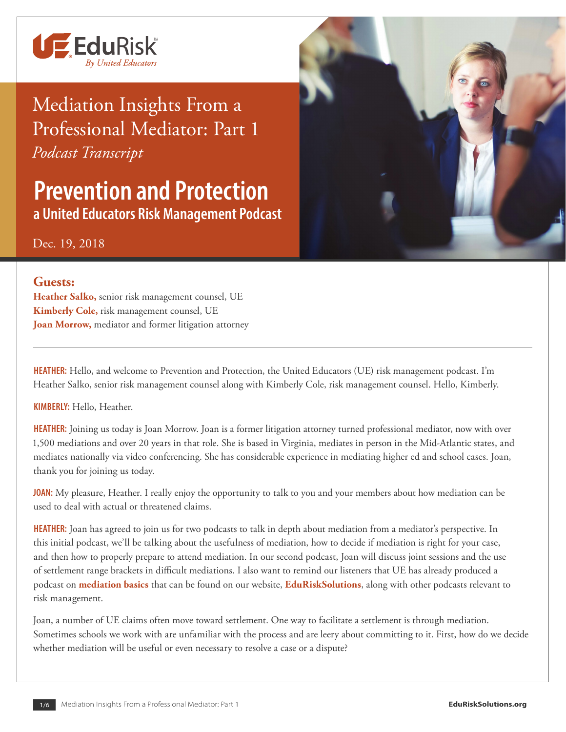EduRisk™ By United Educators

# Mediation Insights From a Professional Mediator: Part 1

*Podcast Transcript*

## Prevention and Protection

### a United Educators Risk Management Podcast

Dec. 19, 2018

**Guests:**

**Heather Salko,** senior risk management counsel, UE
**Kimberly Cole,** risk management counsel, UE
**Joan Morrow,** mediator and former litigation attorney

---

**HEATHER:** Hello, and welcome to Prevention and Protection, the United Educators (UE) risk management podcast. I'm Heather Salko, senior risk management counsel along with Kimberly Cole, risk management counsel. Hello, Kimberly.

**KIMBERLY:** Hello, Heather.

**HEATHER:** Joining us today is Joan Morrow. Joan is a former litigation attorney turned professional mediator, now with over 1,500 mediations and over 20 years in that role. She is based in Virginia, mediates in person in the Mid-Atlantic states, and mediates nationally via video conferencing. She has considerable experience in mediating higher ed and school cases. Joan, thank you for joining us today.

**JOAN:** My pleasure, Heather. I really enjoy the opportunity to talk to you and your members about how mediation can be used to deal with actual or threatened claims.

**HEATHER:** Joan has agreed to join us for two podcasts to talk in depth about mediation from a mediator's perspective. In this initial podcast, we'll be talking about the usefulness of mediation, how to decide if mediation is right for your case, and then how to properly prepare to attend mediation. In our second podcast, Joan will discuss joint sessions and the use of settlement range brackets in difficult mediations. I also want to remind our listeners that UE has already produced a podcast on **mediation basics** that can be found on our website, **EduRiskSolutions**, along with other podcasts relevant to risk management.

Joan, a number of UE claims often move toward settlement. One way to facilitate a settlement is through mediation. Sometimes schools we work with are unfamiliar with the process and are leery about committing to it. First, how do we decide whether mediation will be useful or even necessary to resolve a case or a dispute?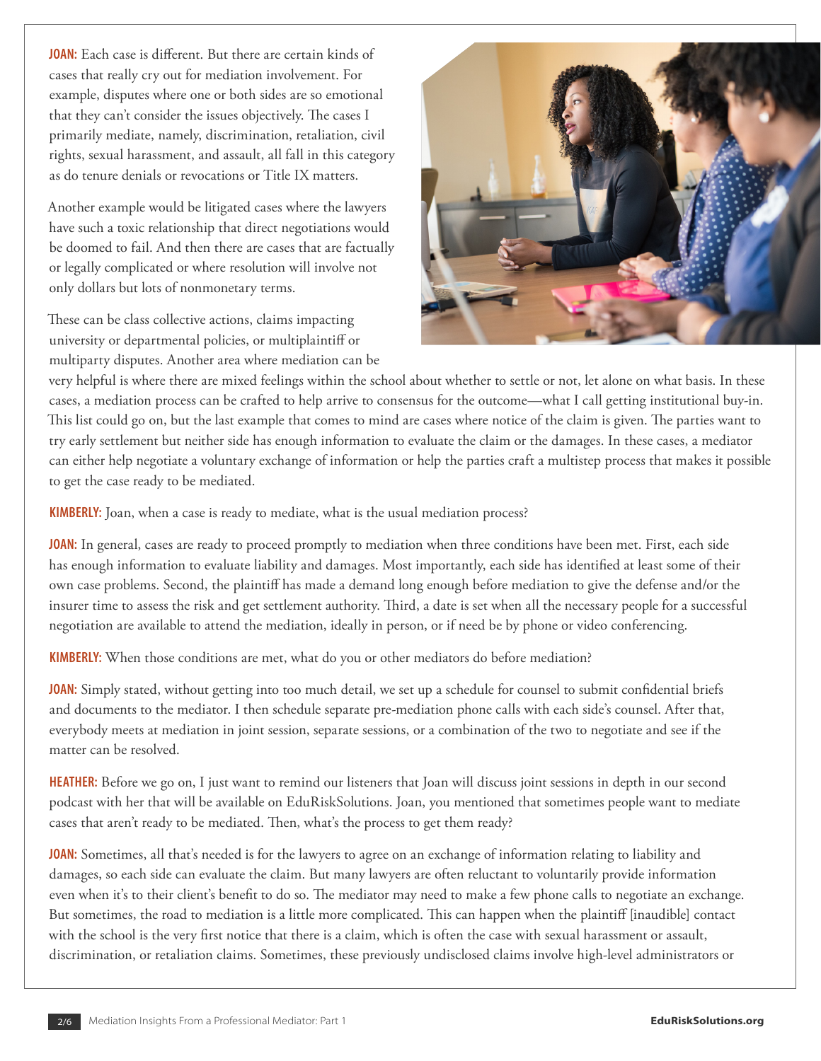**JOAN:** Each case is different. But there are certain kinds of cases that really cry out for mediation involvement. For example, disputes where one or both sides are so emotional that they can't consider the issues objectively. The cases I primarily mediate, namely, discrimination, retaliation, civil rights, sexual harassment, and assault, all fall in this category as do tenure denials or revocations or Title IX matters.

Another example would be litigated cases where the lawyers have such a toxic relationship that direct negotiations would be doomed to fail. And then there are cases that are factually or legally complicated or where resolution will involve not only dollars but lots of nonmonetary terms.

These can be class collective actions, claims impacting university or departmental policies, or multiplaintiff or multiparty disputes. Another area where mediation can be very helpful is where there are mixed feelings within the school about whether to settle or not, let alone on what basis. In these cases, a mediation process can be crafted to help arrive to consensus for the outcome—what I call getting institutional buy-in. This list could go on, but the last example that comes to mind are cases where notice of the claim is given. The parties want to try early settlement but neither side has enough information to evaluate the claim or the damages. In these cases, a mediator can either help negotiate a voluntary exchange of information or help the parties craft a multistep process that makes it possible to get the case ready to be mediated.

**KIMBERLY:** Joan, when a case is ready to mediate, what is the usual mediation process?

**JOAN:** In general, cases are ready to proceed promptly to mediation when three conditions have been met. First, each side has enough information to evaluate liability and damages. Most importantly, each side has identified at least some of their own case problems. Second, the plaintiff has made a demand long enough before mediation to give the defense and/or the insurer time to assess the risk and get settlement authority. Third, a date is set when all the necessary people for a successful negotiation are available to attend the mediation, ideally in person, or if need be by phone or video conferencing.

**KIMBERLY:** When those conditions are met, what do you or other mediators do before mediation?

**JOAN:** Simply stated, without getting into too much detail, we set up a schedule for counsel to submit confidential briefs and documents to the mediator. I then schedule separate pre-mediation phone calls with each side's counsel. After that, everybody meets at mediation in joint session, separate sessions, or a combination of the two to negotiate and see if the matter can be resolved.

**HEATHER:** Before we go on, I just want to remind our listeners that Joan will discuss joint sessions in depth in our second podcast with her that will be available on EduRiskSolutions. Joan, you mentioned that sometimes people want to mediate cases that aren't ready to be mediated. Then, what's the process to get them ready?

**JOAN:** Sometimes, all that's needed is for the lawyers to agree on an exchange of information relating to liability and damages, so each side can evaluate the claim. But many lawyers are often reluctant to voluntarily provide information even when it's to their client's benefit to do so. The mediator may need to make a few phone calls to negotiate an exchange. But sometimes, the road to mediation is a little more complicated. This can happen when the plaintiff [inaudible] contact with the school is the very first notice that there is a claim, which is often the case with sexual harassment or assault, discrimination, or retaliation claims. Sometimes, these previously undisclosed claims involve high-level administrators or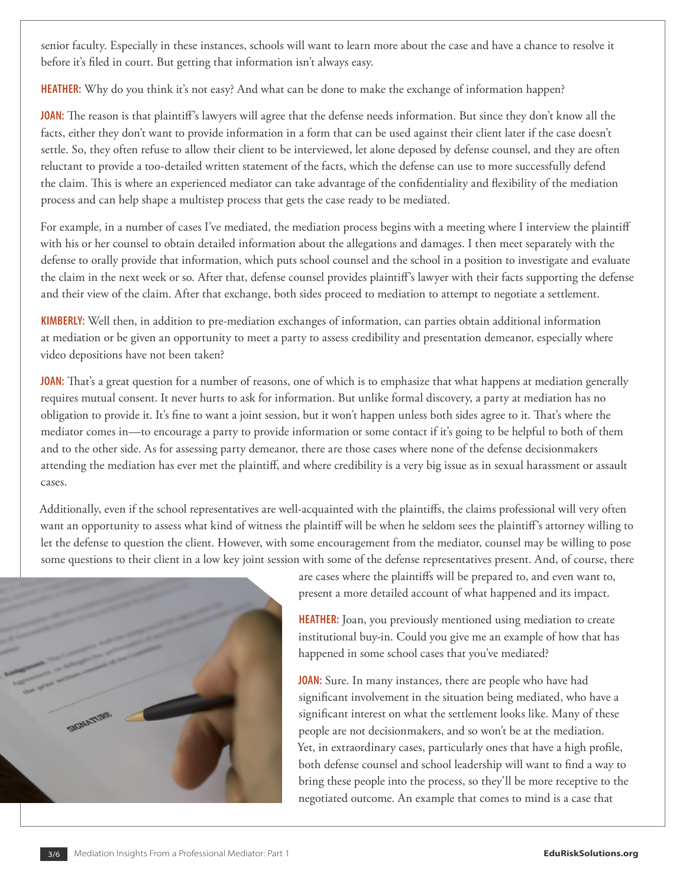senior faculty. Especially in these instances, schools will want to learn more about the case and have a chance to resolve it before it's filed in court. But getting that information isn't always easy.

**HEATHER:** Why do you think it's not easy? And what can be done to make the exchange of information happen?

**JOAN:** The reason is that plaintiff's lawyers will agree that the defense needs information. But since they don't know all the facts, either they don't want to provide information in a form that can be used against their client later if the case doesn't settle. So, they often refuse to allow their client to be interviewed, let alone deposed by defense counsel, and they are often reluctant to provide a too-detailed written statement of the facts, which the defense can use to more successfully defend the claim. This is where an experienced mediator can take advantage of the confidentiality and flexibility of the mediation process and can help shape a multistep process that gets the case ready to be mediated.

For example, in a number of cases I've mediated, the mediation process begins with a meeting where I interview the plaintiff with his or her counsel to obtain detailed information about the allegations and damages. I then meet separately with the defense to orally provide that information, which puts school counsel and the school in a position to investigate and evaluate the claim in the next week or so. After that, defense counsel provides plaintiff's lawyer with their facts supporting the defense and their view of the claim. After that exchange, both sides proceed to mediation to attempt to negotiate a settlement.

**KIMBERLY:** Well then, in addition to pre-mediation exchanges of information, can parties obtain additional information at mediation or be given an opportunity to meet a party to assess credibility and presentation demeanor, especially where video depositions have not been taken?

**JOAN:** That's a great question for a number of reasons, one of which is to emphasize that what happens at mediation generally requires mutual consent. It never hurts to ask for information. But unlike formal discovery, a party at mediation has no obligation to provide it. It's fine to want a joint session, but it won't happen unless both sides agree to it. That's where the mediator comes in—to encourage a party to provide information or some contact if it's going to be helpful to both of them and to the other side. As for assessing party demeanor, there are those cases where none of the defense decisionmakers attending the mediation has ever met the plaintiff, and where credibility is a very big issue as in sexual harassment or assault cases.

Additionally, even if the school representatives are well-acquainted with the plaintiffs, the claims professional will very often want an opportunity to assess what kind of witness the plaintiff will be when he seldom sees the plaintiff's attorney willing to let the defense to question the client. However, with some encouragement from the mediator, counsel may be willing to pose some questions to their client in a low key joint session with some of the defense representatives present. And, of course, there are cases where the plaintiffs will be prepared to, and even want to, present a more detailed account of what happened and its impact.

**HEATHER:** Joan, you previously mentioned using mediation to create institutional buy-in. Could you give me an example of how that has happened in some school cases that you've mediated?

**JOAN:** Sure. In many instances, there are people who have had significant involvement in the situation being mediated, who have a significant interest on what the settlement looks like. Many of these people are not decisionmakers, and so won't be at the mediation. Yet, in extraordinary cases, particularly ones that have a high profile, both defense counsel and school leadership will want to find a way to bring these people into the process, so they'll be more receptive to the negotiated outcome. An example that comes to mind is a case that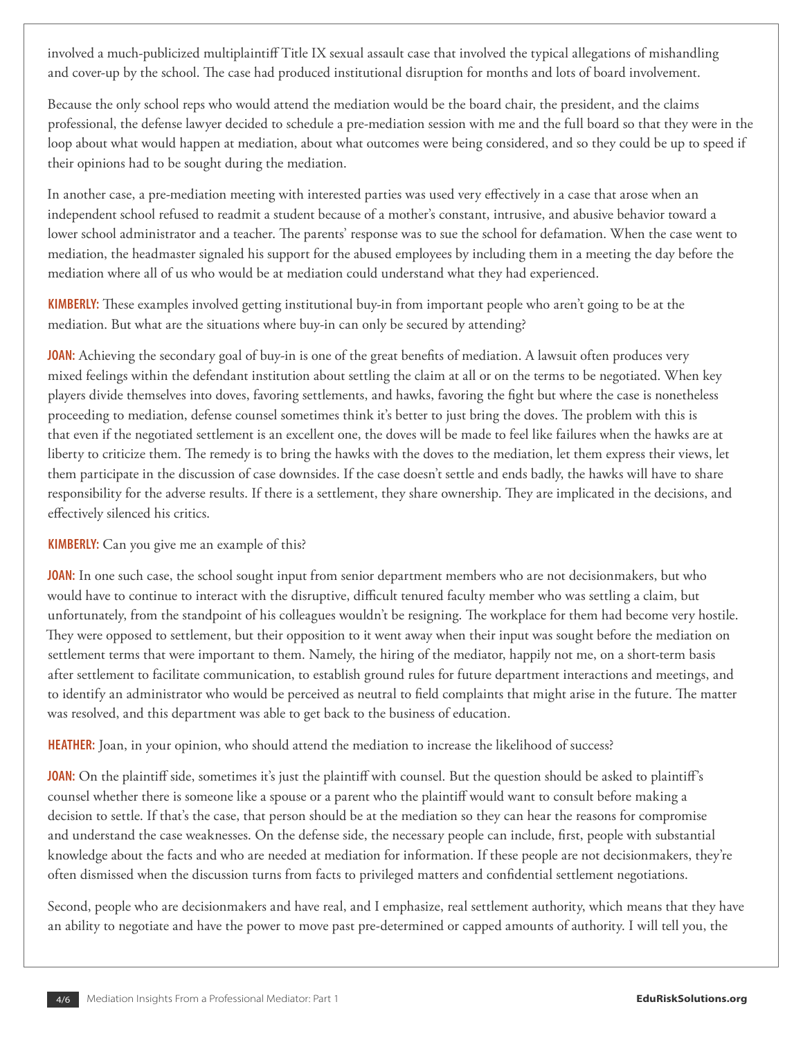involved a much-publicized multiplaintiff Title IX sexual assault case that involved the typical allegations of mishandling and cover-up by the school. The case had produced institutional disruption for months and lots of board involvement.

Because the only school reps who would attend the mediation would be the board chair, the president, and the claims professional, the defense lawyer decided to schedule a pre-mediation session with me and the full board so that they were in the loop about what would happen at mediation, about what outcomes were being considered, and so they could be up to speed if their opinions had to be sought during the mediation.

In another case, a pre-mediation meeting with interested parties was used very effectively in a case that arose when an independent school refused to readmit a student because of a mother's constant, intrusive, and abusive behavior toward a lower school administrator and a teacher. The parents' response was to sue the school for defamation. When the case went to mediation, the headmaster signaled his support for the abused employees by including them in a meeting the day before the mediation where all of us who would be at mediation could understand what they had experienced.

**KIMBERLY:** These examples involved getting institutional buy-in from important people who aren't going to be at the mediation. But what are the situations where buy-in can only be secured by attending?

**JOAN:** Achieving the secondary goal of buy-in is one of the great benefits of mediation. A lawsuit often produces very mixed feelings within the defendant institution about settling the claim at all or on the terms to be negotiated. When key players divide themselves into doves, favoring settlements, and hawks, favoring the fight but where the case is nonetheless proceeding to mediation, defense counsel sometimes think it's better to just bring the doves. The problem with this is that even if the negotiated settlement is an excellent one, the doves will be made to feel like failures when the hawks are at liberty to criticize them. The remedy is to bring the hawks with the doves to the mediation, let them express their views, let them participate in the discussion of case downsides. If the case doesn't settle and ends badly, the hawks will have to share responsibility for the adverse results. If there is a settlement, they share ownership. They are implicated in the decisions, and effectively silenced his critics.

**KIMBERLY:** Can you give me an example of this?

**JOAN:** In one such case, the school sought input from senior department members who are not decisionmakers, but who would have to continue to interact with the disruptive, difficult tenured faculty member who was settling a claim, but unfortunately, from the standpoint of his colleagues wouldn't be resigning. The workplace for them had become very hostile. They were opposed to settlement, but their opposition to it went away when their input was sought before the mediation on settlement terms that were important to them. Namely, the hiring of the mediator, happily not me, on a short-term basis after settlement to facilitate communication, to establish ground rules for future department interactions and meetings, and to identify an administrator who would be perceived as neutral to field complaints that might arise in the future. The matter was resolved, and this department was able to get back to the business of education.

**HEATHER:** Joan, in your opinion, who should attend the mediation to increase the likelihood of success?

**JOAN:** On the plaintiff side, sometimes it's just the plaintiff with counsel. But the question should be asked to plaintiff's counsel whether there is someone like a spouse or a parent who the plaintiff would want to consult before making a decision to settle. If that's the case, that person should be at the mediation so they can hear the reasons for compromise and understand the case weaknesses. On the defense side, the necessary people can include, first, people with substantial knowledge about the facts and who are needed at mediation for information. If these people are not decisionmakers, they're often dismissed when the discussion turns from facts to privileged matters and confidential settlement negotiations.

Second, people who are decisionmakers and have real, and I emphasize, real settlement authority, which means that they have an ability to negotiate and have the power to move past pre-determined or capped amounts of authority. I will tell you, the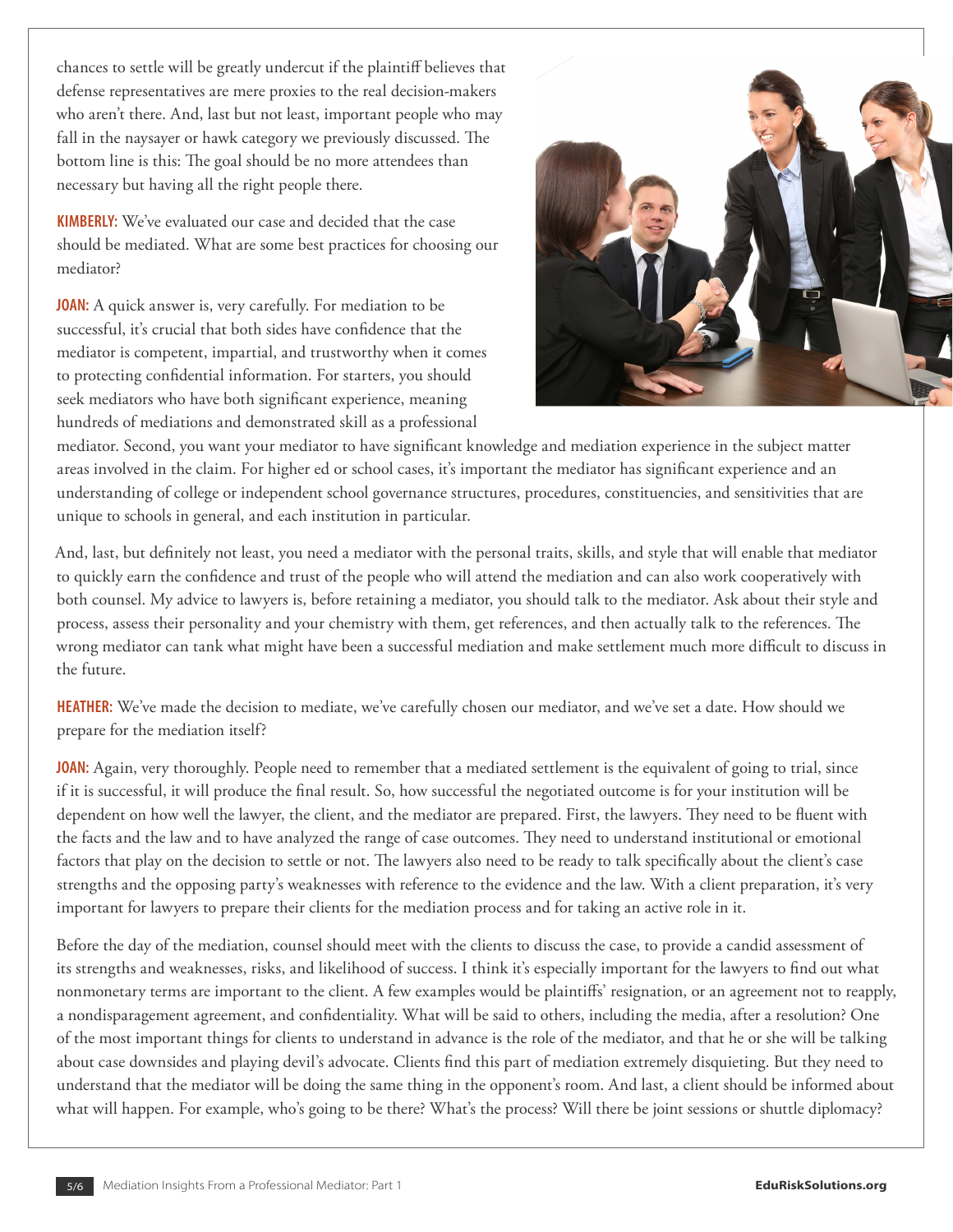chances to settle will be greatly undercut if the plaintiff believes that defense representatives are mere proxies to the real decision-makers who aren't there. And, last but not least, important people who may fall in the naysayer or hawk category we previously discussed. The bottom line is this: The goal should be no more attendees than necessary but having all the right people there.

**KIMBERLY:** We've evaluated our case and decided that the case should be mediated. What are some best practices for choosing our mediator?

**JOAN:** A quick answer is, very carefully. For mediation to be successful, it's crucial that both sides have confidence that the mediator is competent, impartial, and trustworthy when it comes to protecting confidential information. For starters, you should seek mediators who have both significant experience, meaning hundreds of mediations and demonstrated skill as a professional mediator. Second, you want your mediator to have significant knowledge and mediation experience in the subject matter areas involved in the claim. For higher ed or school cases, it's important the mediator has significant experience and an understanding of college or independent school governance structures, procedures, constituencies, and sensitivities that are unique to schools in general, and each institution in particular.

And, last, but definitely not least, you need a mediator with the personal traits, skills, and style that will enable that mediator to quickly earn the confidence and trust of the people who will attend the mediation and can also work cooperatively with both counsel. My advice to lawyers is, before retaining a mediator, you should talk to the mediator. Ask about their style and process, assess their personality and your chemistry with them, get references, and then actually talk to the references. The wrong mediator can tank what might have been a successful mediation and make settlement much more difficult to discuss in the future.

**HEATHER:** We've made the decision to mediate, we've carefully chosen our mediator, and we've set a date. How should we prepare for the mediation itself?

**JOAN:** Again, very thoroughly. People need to remember that a mediated settlement is the equivalent of going to trial, since if it is successful, it will produce the final result. So, how successful the negotiated outcome is for your institution will be dependent on how well the lawyer, the client, and the mediator are prepared. First, the lawyers. They need to be fluent with the facts and the law and to have analyzed the range of case outcomes. They need to understand institutional or emotional factors that play on the decision to settle or not. The lawyers also need to be ready to talk specifically about the client's case strengths and the opposing party's weaknesses with reference to the evidence and the law. With a client preparation, it's very important for lawyers to prepare their clients for the mediation process and for taking an active role in it.

Before the day of the mediation, counsel should meet with the clients to discuss the case, to provide a candid assessment of its strengths and weaknesses, risks, and likelihood of success. I think it's especially important for the lawyers to find out what nonmonetary terms are important to the client. A few examples would be plaintiffs' resignation, or an agreement not to reapply, a nondisparagement agreement, and confidentiality. What will be said to others, including the media, after a resolution? One of the most important things for clients to understand in advance is the role of the mediator, and that he or she will be talking about case downsides and playing devil's advocate. Clients find this part of mediation extremely disquieting. But they need to understand that the mediator will be doing the same thing in the opponent's room. And last, a client should be informed about what will happen. For example, who's going to be there? What's the process? Will there be joint sessions or shuttle diplomacy?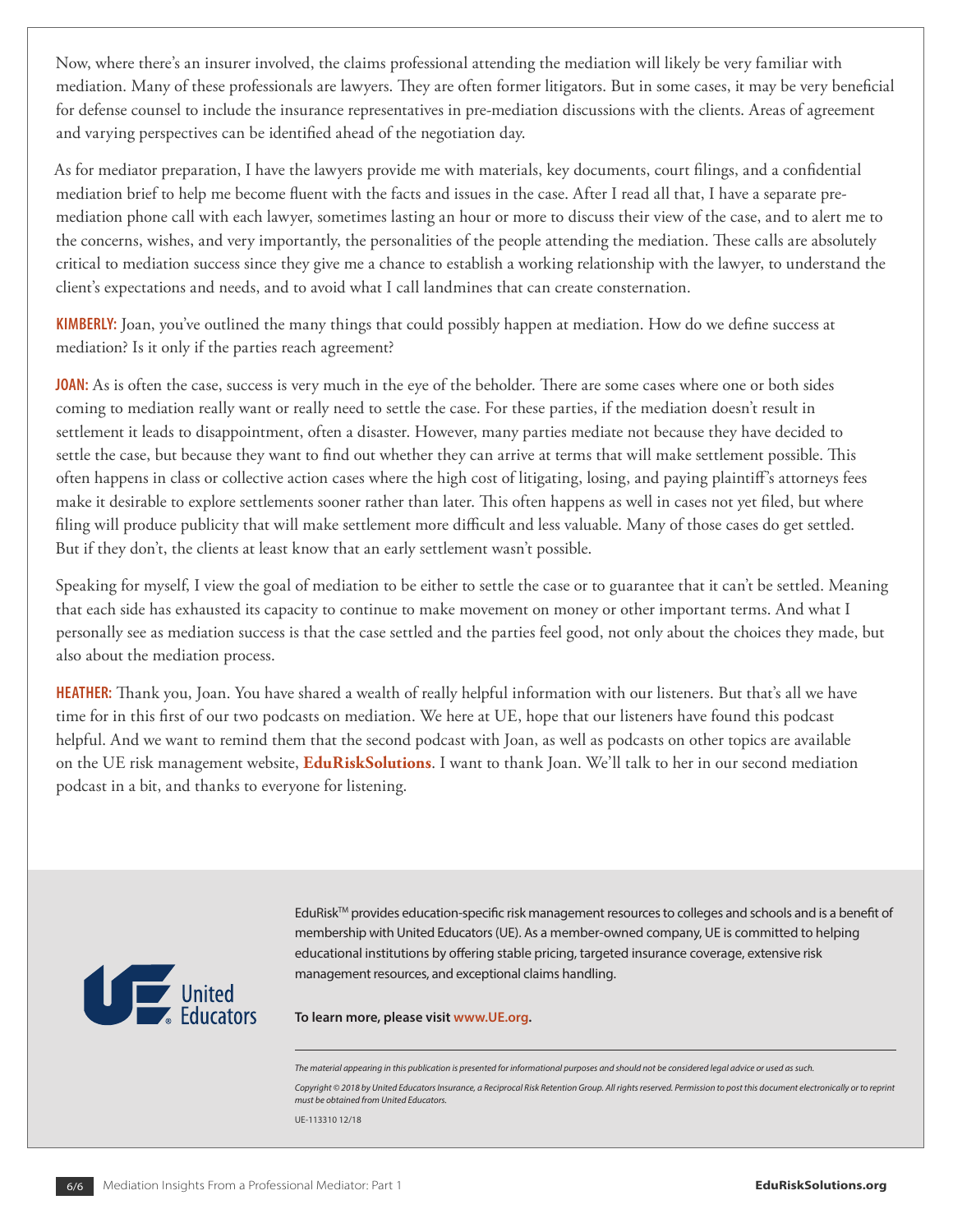Now, where there's an insurer involved, the claims professional attending the mediation will likely be very familiar with mediation. Many of these professionals are lawyers. They are often former litigators. But in some cases, it may be very beneficial for defense counsel to include the insurance representatives in pre-mediation discussions with the clients. Areas of agreement and varying perspectives can be identified ahead of the negotiation day.

As for mediator preparation, I have the lawyers provide me with materials, key documents, court filings, and a confidential mediation brief to help me become fluent with the facts and issues in the case. After I read all that, I have a separate pre-mediation phone call with each lawyer, sometimes lasting an hour or more to discuss their view of the case, and to alert me to the concerns, wishes, and very importantly, the personalities of the people attending the mediation. These calls are absolutely critical to mediation success since they give me a chance to establish a working relationship with the lawyer, to understand the client's expectations and needs, and to avoid what I call landmines that can create consternation.

**KIMBERLY:** Joan, you've outlined the many things that could possibly happen at mediation. How do we define success at mediation? Is it only if the parties reach agreement?

**JOAN:** As is often the case, success is very much in the eye of the beholder. There are some cases where one or both sides coming to mediation really want or really need to settle the case. For these parties, if the mediation doesn't result in settlement it leads to disappointment, often a disaster. However, many parties mediate not because they have decided to settle the case, but because they want to find out whether they can arrive at terms that will make settlement possible. This often happens in class or collective action cases where the high cost of litigating, losing, and paying plaintiff's attorneys fees make it desirable to explore settlements sooner rather than later. This often happens as well in cases not yet filed, but where filing will produce publicity that will make settlement more difficult and less valuable. Many of those cases do get settled. But if they don't, the clients at least know that an early settlement wasn't possible.

Speaking for myself, I view the goal of mediation to be either to settle the case or to guarantee that it can't be settled. Meaning that each side has exhausted its capacity to continue to make movement on money or other important terms. And what I personally see as mediation success is that the case settled and the parties feel good, not only about the choices they made, but also about the mediation process.

**HEATHER:** Thank you, Joan. You have shared a wealth of really helpful information with our listeners. But that's all we have time for in this first of our two podcasts on mediation. We here at UE, hope that our listeners have found this podcast helpful. And we want to remind them that the second podcast with Joan, as well as podcasts on other topics are available on the UE risk management website, **EduRiskSolutions**. I want to thank Joan. We'll talk to her in our second mediation podcast in a bit, and thanks to everyone for listening.

United Educators

EduRisk™ provides education-specific risk management resources to colleges and schools and is a benefit of membership with United Educators (UE). As a member-owned company, UE is committed to helping educational institutions by offering stable pricing, targeted insurance coverage, extensive risk management resources, and exceptional claims handling.

**To learn more, please visit www.UE.org.**

*The material appearing in this publication is presented for informational purposes and should not be considered legal advice or used as such.*

*Copyright © 2018 by United Educators Insurance, a Reciprocal Risk Retention Group. All rights reserved. Permission to post this document electronically or to reprint must be obtained from United Educators.*

UE-113310 12/18